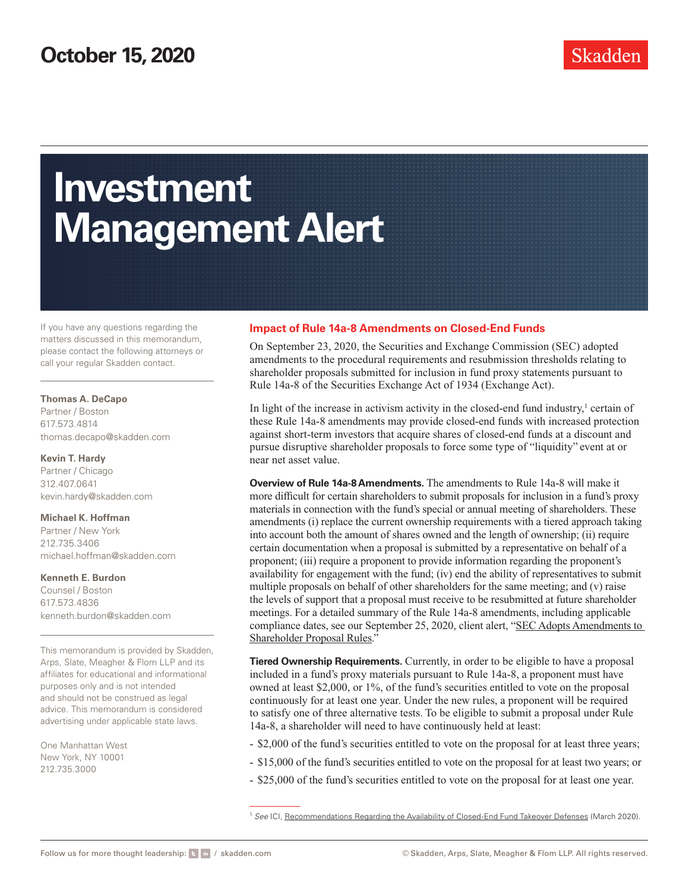October 15, 2020

Skadden

# Investment Management Alert

If you have any questions regarding the matters discussed in this memorandum, please contact the following attorneys or call your regular Skadden contact.

**Thomas A. DeCapo**
Partner / Boston
617.573.4814
thomas.decapo@skadden.com

**Kevin T. Hardy**
Partner / Chicago
312.407.0641
kevin.hardy@skadden.com

**Michael K. Hoffman**
Partner / New York
212.735.3406
michael.hoffman@skadden.com

**Kenneth E. Burdon**
Counsel / Boston
617.573.4836
kenneth.burdon@skadden.com

This memorandum is provided by Skadden, Arps, Slate, Meagher & Flom LLP and its affiliates for educational and informational purposes only and is not intended and should not be construed as legal advice. This memorandum is considered advertising under applicable state laws.

One Manhattan West
New York, NY 10001
212.735.3000

## Impact of Rule 14a-8 Amendments on Closed-End Funds

On September 23, 2020, the Securities and Exchange Commission (SEC) adopted amendments to the procedural requirements and resubmission thresholds relating to shareholder proposals submitted for inclusion in fund proxy statements pursuant to Rule 14a-8 of the Securities Exchange Act of 1934 (Exchange Act).

In light of the increase in activism activity in the closed-end fund industry,[1] certain of these Rule 14a-8 amendments may provide closed-end funds with increased protection against short-term investors that acquire shares of closed-end funds at a discount and pursue disruptive shareholder proposals to force some type of "liquidity" event at or near net asset value.

**Overview of Rule 14a-8 Amendments.** The amendments to Rule 14a-8 will make it more difficult for certain shareholders to submit proposals for inclusion in a fund's proxy materials in connection with the fund's special or annual meeting of shareholders. These amendments (i) replace the current ownership requirements with a tiered approach taking into account both the amount of shares owned and the length of ownership; (ii) require certain documentation when a proposal is submitted by a representative on behalf of a proponent; (iii) require a proponent to provide information regarding the proponent's availability for engagement with the fund; (iv) end the ability of representatives to submit multiple proposals on behalf of other shareholders for the same meeting; and (v) raise the levels of support that a proposal must receive to be resubmitted at future shareholder meetings. For a detailed summary of the Rule 14a-8 amendments, including applicable compliance dates, see our September 25, 2020, client alert, "SEC Adopts Amendments to Shareholder Proposal Rules."

**Tiered Ownership Requirements.** Currently, in order to be eligible to have a proposal included in a fund's proxy materials pursuant to Rule 14a-8, a proponent must have owned at least $2,000, or 1%, of the fund's securities entitled to vote on the proposal continuously for at least one year. Under the new rules, a proponent will be required to satisfy one of three alternative tests. To be eligible to submit a proposal under Rule 14a-8, a shareholder will need to have continuously held at least:

- $2,000 of the fund's securities entitled to vote on the proposal for at least three years;
- $15,000 of the fund's securities entitled to vote on the proposal for at least two years; or
- $25,000 of the fund's securities entitled to vote on the proposal for at least one year.

[1] *See* ICI, Recommendations Regarding the Availability of Closed-End Fund Takeover Defenses (March 2020).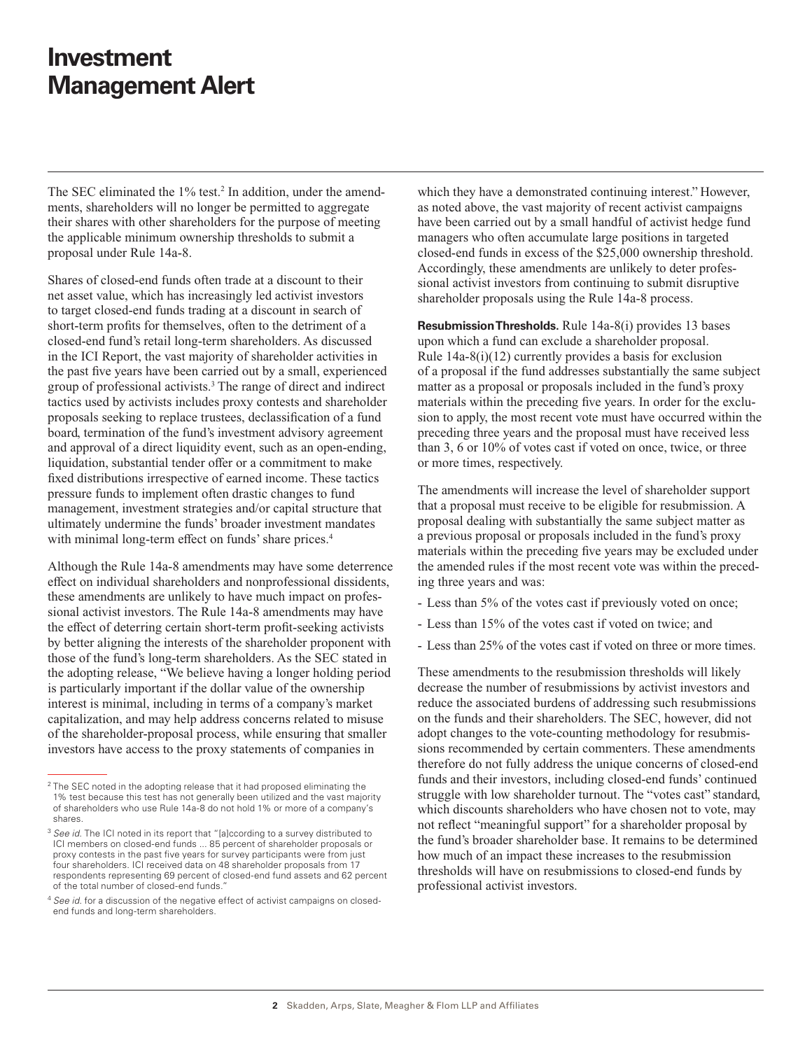The SEC eliminated the 1% test.[2] In addition, under the amendments, shareholders will no longer be permitted to aggregate their shares with other shareholders for the purpose of meeting the applicable minimum ownership thresholds to submit a proposal under Rule 14a-8.

Shares of closed-end funds often trade at a discount to their net asset value, which has increasingly led activist investors to target closed-end funds trading at a discount in search of short-term profits for themselves, often to the detriment of a closed-end fund's retail long-term shareholders. As discussed in the ICI Report, the vast majority of shareholder activities in the past five years have been carried out by a small, experienced group of professional activists.[3] The range of direct and indirect tactics used by activists includes proxy contests and shareholder proposals seeking to replace trustees, declassification of a fund board, termination of the fund's investment advisory agreement and approval of a direct liquidity event, such as an open-ending, liquidation, substantial tender offer or a commitment to make fixed distributions irrespective of earned income. These tactics pressure funds to implement often drastic changes to fund management, investment strategies and/or capital structure that ultimately undermine the funds' broader investment mandates with minimal long-term effect on funds' share prices.[4]

Although the Rule 14a-8 amendments may have some deterrence effect on individual shareholders and nonprofessional dissidents, these amendments are unlikely to have much impact on professional activist investors. The Rule 14a-8 amendments may have the effect of deterring certain short-term profit-seeking activists by better aligning the interests of the shareholder proponent with those of the fund's long-term shareholders. As the SEC stated in the adopting release, "We believe having a longer holding period is particularly important if the dollar value of the ownership interest is minimal, including in terms of a company's market capitalization, and may help address concerns related to misuse of the shareholder-proposal process, while ensuring that smaller investors have access to the proxy statements of companies in which they have a demonstrated continuing interest." However, as noted above, the vast majority of recent activist campaigns have been carried out by a small handful of activist hedge fund managers who often accumulate large positions in targeted closed-end funds in excess of the $25,000 ownership threshold. Accordingly, these amendments are unlikely to deter professional activist investors from continuing to submit disruptive shareholder proposals using the Rule 14a-8 process.

**Resubmission Thresholds.** Rule 14a-8(i) provides 13 bases upon which a fund can exclude a shareholder proposal. Rule 14a-8(i)(12) currently provides a basis for exclusion of a proposal if the fund addresses substantially the same subject matter as a proposal or proposals included in the fund's proxy materials within the preceding five years. In order for the exclusion to apply, the most recent vote must have occurred within the preceding three years and the proposal must have received less than 3, 6 or 10% of votes cast if voted on once, twice, or three or more times, respectively.

The amendments will increase the level of shareholder support that a proposal must receive to be eligible for resubmission. A proposal dealing with substantially the same subject matter as a previous proposal or proposals included in the fund's proxy materials within the preceding five years may be excluded under the amended rules if the most recent vote was within the preceding three years and was:

- Less than 5% of the votes cast if previously voted on once;
- Less than 15% of the votes cast if voted on twice; and
- Less than 25% of the votes cast if voted on three or more times.

These amendments to the resubmission thresholds will likely decrease the number of resubmissions by activist investors and reduce the associated burdens of addressing such resubmissions on the funds and their shareholders. The SEC, however, did not adopt changes to the vote-counting methodology for resubmissions recommended by certain commenters. These amendments therefore do not fully address the unique concerns of closed-end funds and their investors, including closed-end funds' continued struggle with low shareholder turnout. The "votes cast" standard, which discounts shareholders who have chosen not to vote, may not reflect "meaningful support" for a shareholder proposal by the fund's broader shareholder base. It remains to be determined how much of an impact these increases to the resubmission thresholds will have on resubmissions to closed-end funds by professional activist investors.

---

[2] The SEC noted in the adopting release that it had proposed eliminating the 1% test because this test has not generally been utilized and the vast majority of shareholders who use Rule 14a-8 do not hold 1% or more of a company's shares.

[3] *See id.* The ICI noted in its report that "[a]ccording to a survey distributed to ICI members on closed-end funds ... 85 percent of shareholder proposals or proxy contests in the past five years for survey participants were from just four shareholders. ICI received data on 48 shareholder proposals from 17 respondents representing 69 percent of closed-end fund assets and 62 percent of the total number of closed-end funds."

[4] *See id.* for a discussion of the negative effect of activist campaigns on closed-end funds and long-term shareholders.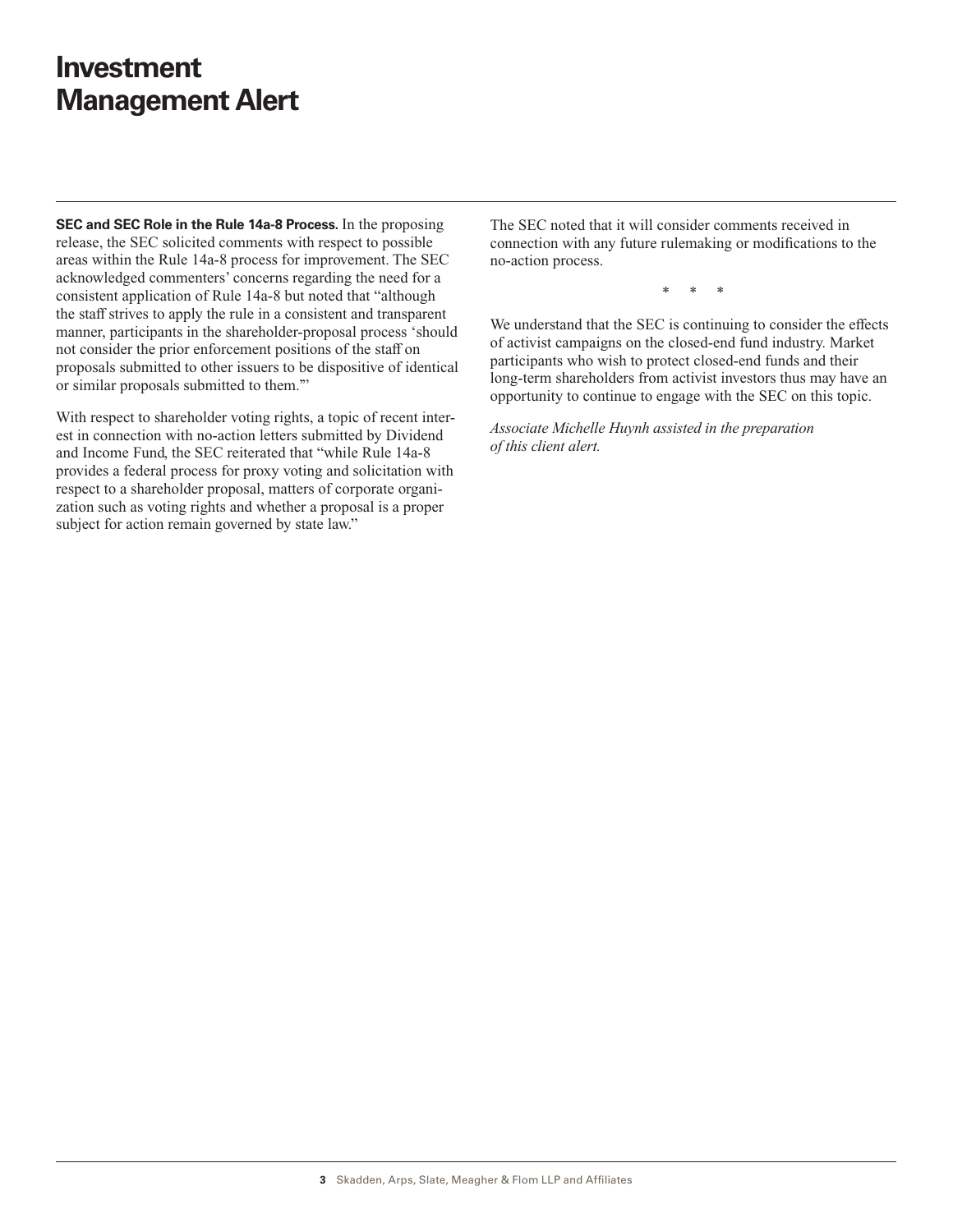**SEC and SEC Role in the Rule 14a-8 Process.** In the proposing release, the SEC solicited comments with respect to possible areas within the Rule 14a-8 process for improvement. The SEC acknowledged commenters' concerns regarding the need for a consistent application of Rule 14a-8 but noted that "although the staff strives to apply the rule in a consistent and transparent manner, participants in the shareholder-proposal process 'should not consider the prior enforcement positions of the staff on proposals submitted to other issuers to be dispositive of identical or similar proposals submitted to them.'"

With respect to shareholder voting rights, a topic of recent interest in connection with no-action letters submitted by Dividend and Income Fund, the SEC reiterated that "while Rule 14a-8 provides a federal process for proxy voting and solicitation with respect to a shareholder proposal, matters of corporate organization such as voting rights and whether a proposal is a proper subject for action remain governed by state law."

The SEC noted that it will consider comments received in connection with any future rulemaking or modifications to the no-action process.

\* \* \*

We understand that the SEC is continuing to consider the effects of activist campaigns on the closed-end fund industry. Market participants who wish to protect closed-end funds and their long-term shareholders from activist investors thus may have an opportunity to continue to engage with the SEC on this topic.

*Associate Michelle Huynh assisted in the preparation of this client alert.*